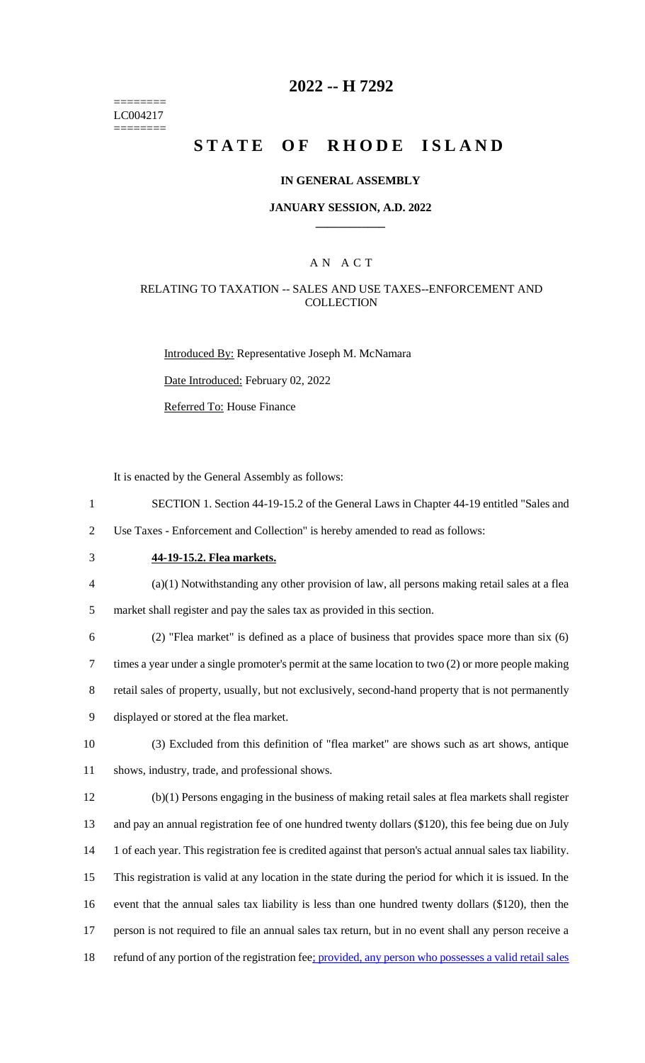========
LC004217
========

# 2022 -- H 7292

# STATE OF RHODE ISLAND

## IN GENERAL ASSEMBLY

### JANUARY SESSION, A.D. 2022

### A N A C T

RELATING TO TAXATION -- SALES AND USE TAXES--ENFORCEMENT AND COLLECTION

Introduced By: Representative Joseph M. McNamara

Date Introduced: February 02, 2022

Referred To: House Finance

It is enacted by the General Assembly as follows:

1 SECTION 1. Section 44-19-15.2 of the General Laws in Chapter 44-19 entitled "Sales and
2 Use Taxes - Enforcement and Collection" is hereby amended to read as follows:

3 **44-19-15.2. Flea markets.**

4 (a)(1) Notwithstanding any other provision of law, all persons making retail sales at a flea
5 market shall register and pay the sales tax as provided in this section.

6 (2) "Flea market" is defined as a place of business that provides space more than six (6)
7 times a year under a single promoter's permit at the same location to two (2) or more people making
8 retail sales of property, usually, but not exclusively, second-hand property that is not permanently
9 displayed or stored at the flea market.

10 (3) Excluded from this definition of "flea market" are shows such as art shows, antique
11 shows, industry, trade, and professional shows.

12 (b)(1) Persons engaging in the business of making retail sales at flea markets shall register
13 and pay an annual registration fee of one hundred twenty dollars ($120), this fee being due on July
14 1 of each year. This registration fee is credited against that person's actual annual sales tax liability.
15 This registration is valid at any location in the state during the period for which it is issued. In the
16 event that the annual sales tax liability is less than one hundred twenty dollars ($120), then the
17 person is not required to file an annual sales tax return, but in no event shall any person receive a
18 refund of any portion of the registration fee; provided, any person who possesses a valid retail sales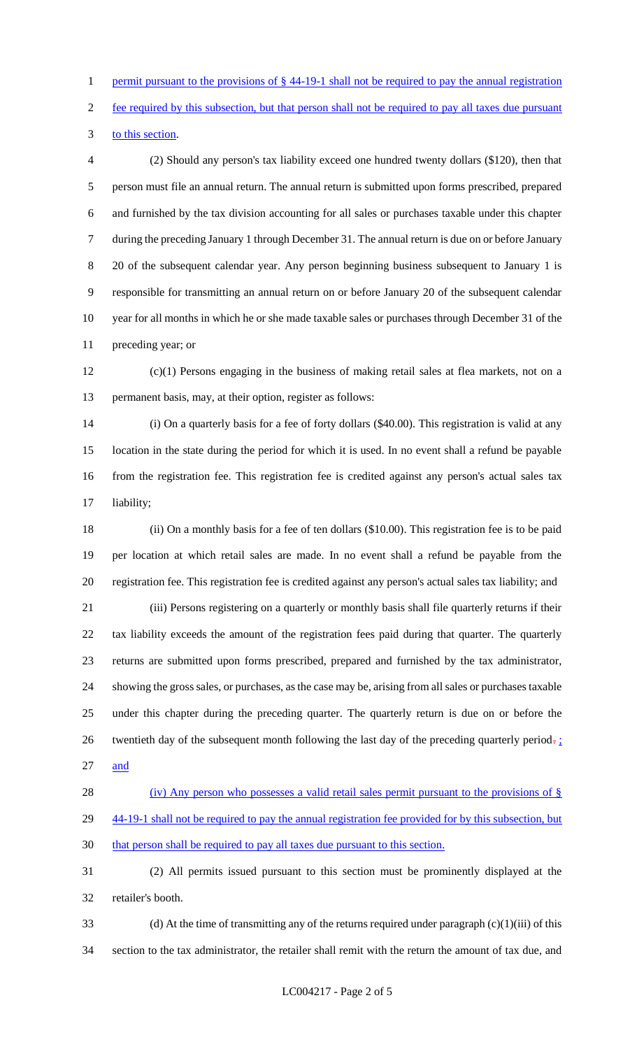permit pursuant to the provisions of § 44-19-1 shall not be required to pay the annual registration fee required by this subsection, but that person shall not be required to pay all taxes due pursuant to this section.

(2) Should any person's tax liability exceed one hundred twenty dollars ($120), then that person must file an annual return. The annual return is submitted upon forms prescribed, prepared and furnished by the tax division accounting for all sales or purchases taxable under this chapter during the preceding January 1 through December 31. The annual return is due on or before January 20 of the subsequent calendar year. Any person beginning business subsequent to January 1 is responsible for transmitting an annual return on or before January 20 of the subsequent calendar year for all months in which he or she made taxable sales or purchases through December 31 of the preceding year; or

(c)(1) Persons engaging in the business of making retail sales at flea markets, not on a permanent basis, may, at their option, register as follows:

(i) On a quarterly basis for a fee of forty dollars ($40.00). This registration is valid at any location in the state during the period for which it is used. In no event shall a refund be payable from the registration fee. This registration fee is credited against any person's actual sales tax liability;

(ii) On a monthly basis for a fee of ten dollars ($10.00). This registration fee is to be paid per location at which retail sales are made. In no event shall a refund be payable from the registration fee. This registration fee is credited against any person's actual sales tax liability; and

(iii) Persons registering on a quarterly or monthly basis shall file quarterly returns if their tax liability exceeds the amount of the registration fees paid during that quarter. The quarterly returns are submitted upon forms prescribed, prepared and furnished by the tax administrator, showing the gross sales, or purchases, as the case may be, arising from all sales or purchases taxable under this chapter during the preceding quarter. The quarterly return is due on or before the twentieth day of the subsequent month following the last day of the preceding quarterly period. ; and

(iv) Any person who possesses a valid retail sales permit pursuant to the provisions of § 44-19-1 shall not be required to pay the annual registration fee provided for by this subsection, but that person shall be required to pay all taxes due pursuant to this section.

(2) All permits issued pursuant to this section must be prominently displayed at the retailer's booth.

(d) At the time of transmitting any of the returns required under paragraph (c)(1)(iii) of this section to the tax administrator, the retailer shall remit with the return the amount of tax due, and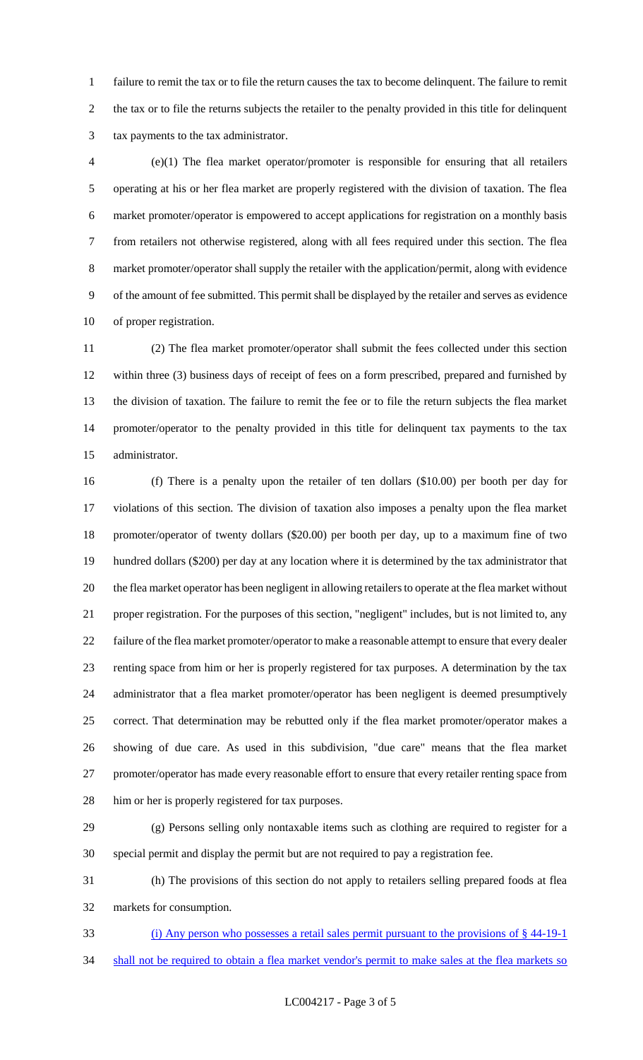failure to remit the tax or to file the return causes the tax to become delinquent. The failure to remit the tax or to file the returns subjects the retailer to the penalty provided in this title for delinquent tax payments to the tax administrator.

(e)(1) The flea market operator/promoter is responsible for ensuring that all retailers operating at his or her flea market are properly registered with the division of taxation. The flea market promoter/operator is empowered to accept applications for registration on a monthly basis from retailers not otherwise registered, along with all fees required under this section. The flea market promoter/operator shall supply the retailer with the application/permit, along with evidence of the amount of fee submitted. This permit shall be displayed by the retailer and serves as evidence of proper registration.

(2) The flea market promoter/operator shall submit the fees collected under this section within three (3) business days of receipt of fees on a form prescribed, prepared and furnished by the division of taxation. The failure to remit the fee or to file the return subjects the flea market promoter/operator to the penalty provided in this title for delinquent tax payments to the tax administrator.

(f) There is a penalty upon the retailer of ten dollars ($10.00) per booth per day for violations of this section. The division of taxation also imposes a penalty upon the flea market promoter/operator of twenty dollars ($20.00) per booth per day, up to a maximum fine of two hundred dollars ($200) per day at any location where it is determined by the tax administrator that the flea market operator has been negligent in allowing retailers to operate at the flea market without proper registration. For the purposes of this section, "negligent" includes, but is not limited to, any failure of the flea market promoter/operator to make a reasonable attempt to ensure that every dealer renting space from him or her is properly registered for tax purposes. A determination by the tax administrator that a flea market promoter/operator has been negligent is deemed presumptively correct. That determination may be rebutted only if the flea market promoter/operator makes a showing of due care. As used in this subdivision, "due care" means that the flea market promoter/operator has made every reasonable effort to ensure that every retailer renting space from him or her is properly registered for tax purposes.

(g) Persons selling only nontaxable items such as clothing are required to register for a special permit and display the permit but are not required to pay a registration fee.

(h) The provisions of this section do not apply to retailers selling prepared foods at flea markets for consumption.

<u>(i) Any person who possesses a retail sales permit pursuant to the provisions of § 44-19-1 shall not be required to obtain a flea market vendor's permit to make sales at the flea markets so</u>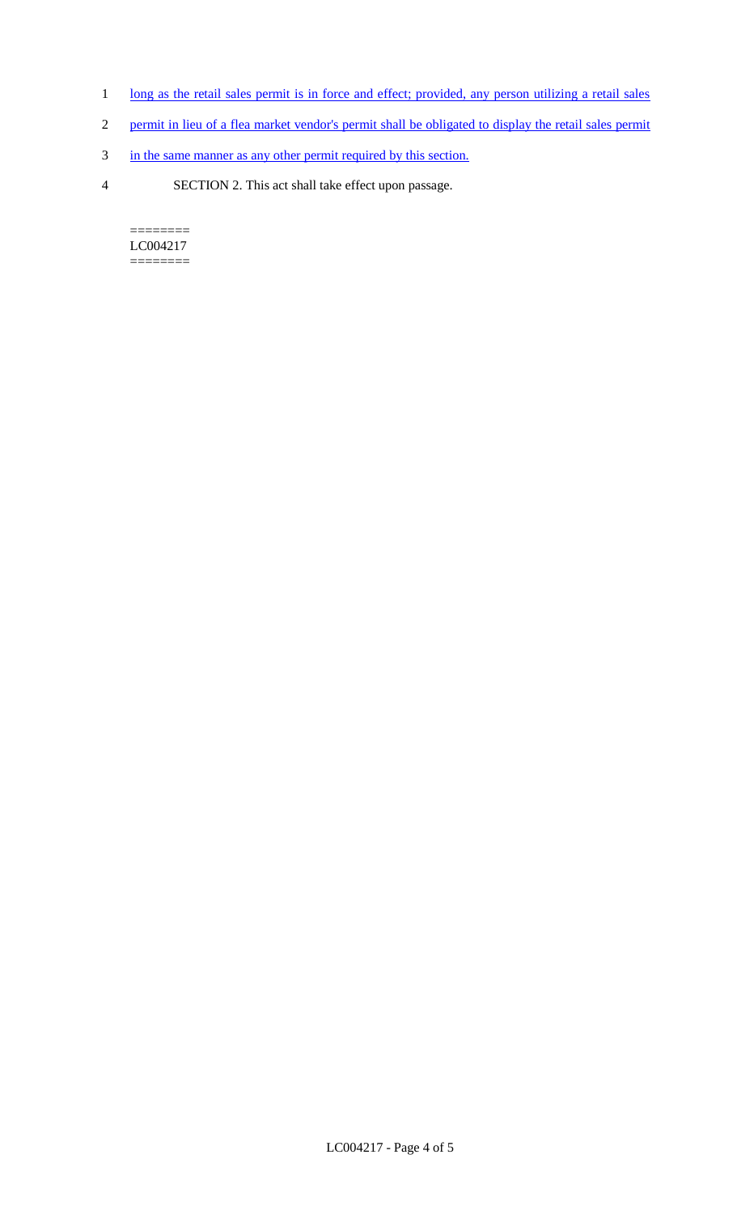long as the retail sales permit is in force and effect; provided, any person utilizing a retail sales permit in lieu of a flea market vendor's permit shall be obligated to display the retail sales permit in the same manner as any other permit required by this section.

SECTION 2. This act shall take effect upon passage.

========
LC004217
========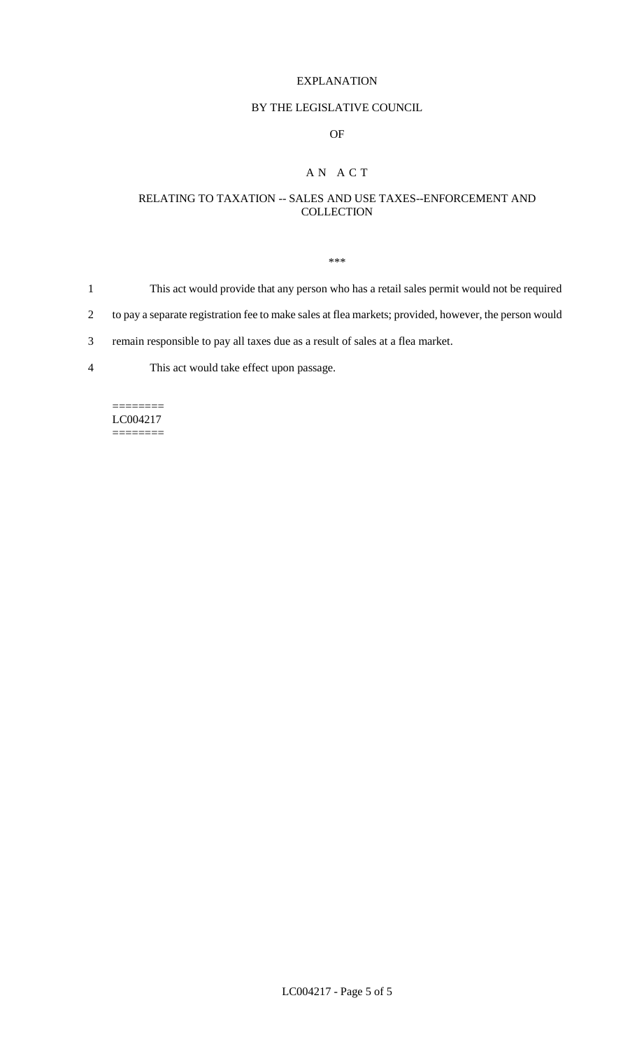EXPLANATION

BY THE LEGISLATIVE COUNCIL

OF

A N A C T

RELATING TO TAXATION -- SALES AND USE TAXES--ENFORCEMENT AND COLLECTION

\*\*\*

1 This act would provide that any person who has a retail sales permit would not be required

2 to pay a separate registration fee to make sales at flea markets; provided, however, the person would

3 remain responsible to pay all taxes due as a result of sales at a flea market.

4 This act would take effect upon passage.

========
LC004217
========